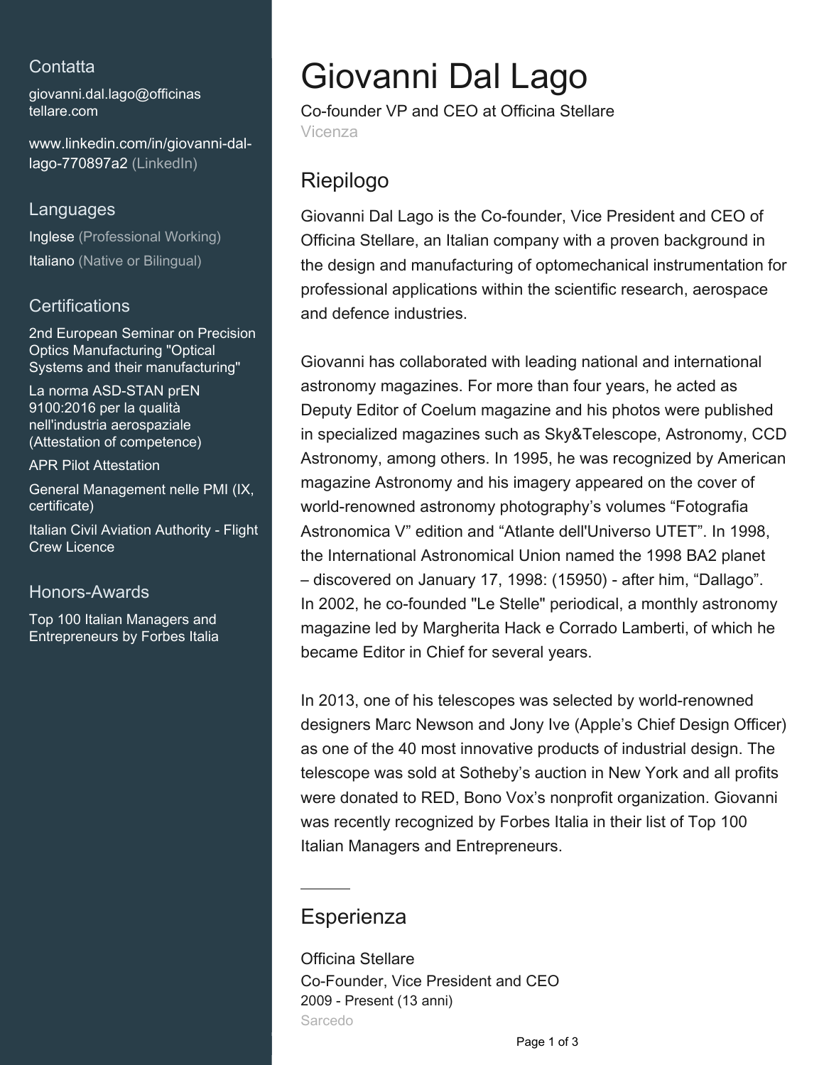## Contatta

giovanni.dal.lago@officinastellare.com

www.linkedin.com/in/giovanni-dal-lago-770897a2 (LinkedIn)

## Languages

Inglese (Professional Working)

Italiano (Native or Bilingual)

## Certifications

2nd European Seminar on Precision Optics Manufacturing "Optical Systems and their manufacturing"

La norma ASD-STAN prEN 9100:2016 per la qualità nell'industria aerospaziale (Attestation of competence)

APR Pilot Attestation

General Management nelle PMI (IX, certificate)

Italian Civil Aviation Authority - Flight Crew Licence

## Honors-Awards

Top 100 Italian Managers and Entrepreneurs by Forbes Italia

# Giovanni Dal Lago

Co-founder VP and CEO at Officina Stellare

Vicenza

## Riepilogo

Giovanni Dal Lago is the Co-founder, Vice President and CEO of Officina Stellare, an Italian company with a proven background in the design and manufacturing of optomechanical instrumentation for professional applications within the scientific research, aerospace and defence industries.

Giovanni has collaborated with leading national and international astronomy magazines. For more than four years, he acted as Deputy Editor of Coelum magazine and his photos were published in specialized magazines such as Sky&Telescope, Astronomy, CCD Astronomy, among others. In 1995, he was recognized by American magazine Astronomy and his imagery appeared on the cover of world-renowned astronomy photography's volumes "Fotografia Astronomica V" edition and "Atlante dell'Universo UTET". In 1998, the International Astronomical Union named the 1998 BA2 planet – discovered on January 17, 1998: (15950) - after him, "Dallago". In 2002, he co-founded "Le Stelle" periodical, a monthly astronomy magazine led by Margherita Hack e Corrado Lamberti, of which he became Editor in Chief for several years.

In 2013, one of his telescopes was selected by world-renowned designers Marc Newson and Jony Ive (Apple's Chief Design Officer) as one of the 40 most innovative products of industrial design. The telescope was sold at Sotheby's auction in New York and all profits were donated to RED, Bono Vox's nonprofit organization. Giovanni was recently recognized by Forbes Italia in their list of Top 100 Italian Managers and Entrepreneurs.

## Esperienza

Officina Stellare

Co-Founder, Vice President and CEO

2009 - Present (13 anni)

Sarcedo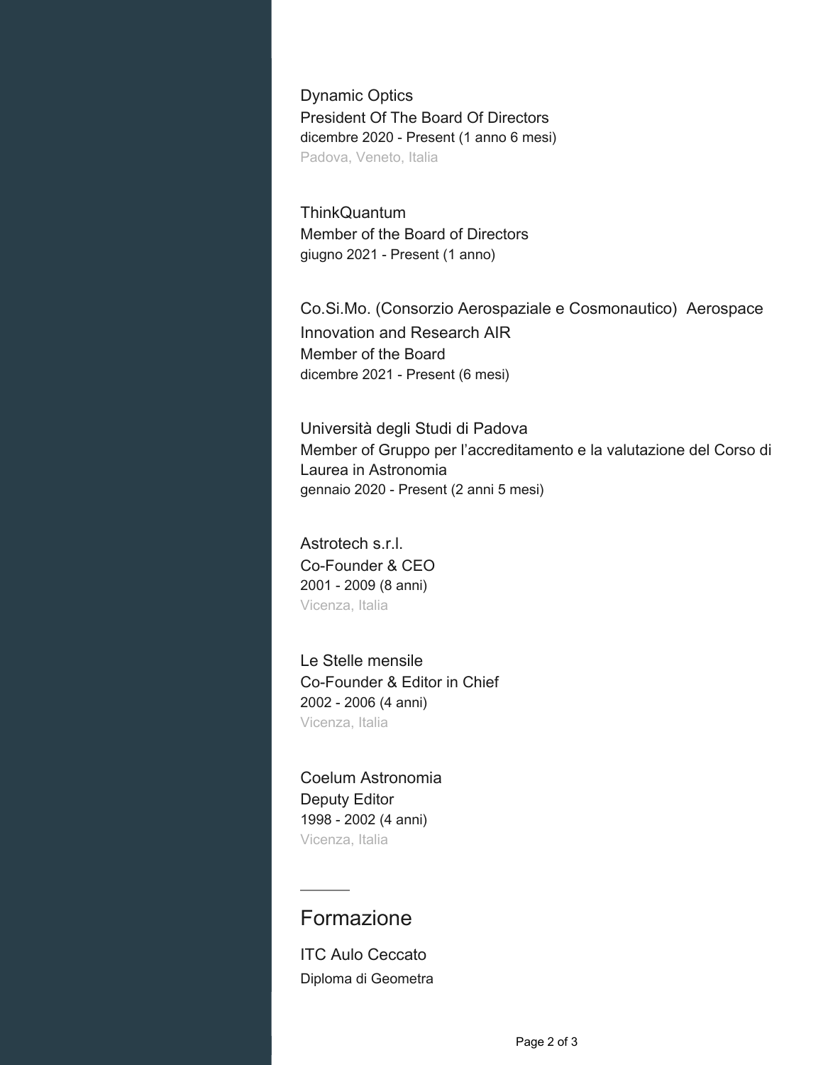Dynamic Optics
President Of The Board Of Directors
dicembre 2020 - Present (1 anno 6 mesi)
Padova, Veneto, Italia

ThinkQuantum
Member of the Board of Directors
giugno 2021 - Present (1 anno)

Co.Si.Mo. (Consorzio Aerospaziale e Cosmonautico)  Aerospace Innovation and Research AIR
Member of the Board
dicembre 2021 - Present (6 mesi)

Università degli Studi di Padova
Member of Gruppo per l'accreditamento e la valutazione del Corso di Laurea in Astronomia
gennaio 2020 - Present (2 anni 5 mesi)

Astrotech s.r.l.
Co-Founder & CEO
2001 - 2009 (8 anni)
Vicenza, Italia

Le Stelle mensile
Co-Founder & Editor in Chief
2002 - 2006 (4 anni)
Vicenza, Italia

Coelum Astronomia
Deputy Editor
1998 - 2002 (4 anni)
Vicenza, Italia

## Formazione

ITC Aulo Ceccato
Diploma di Geometra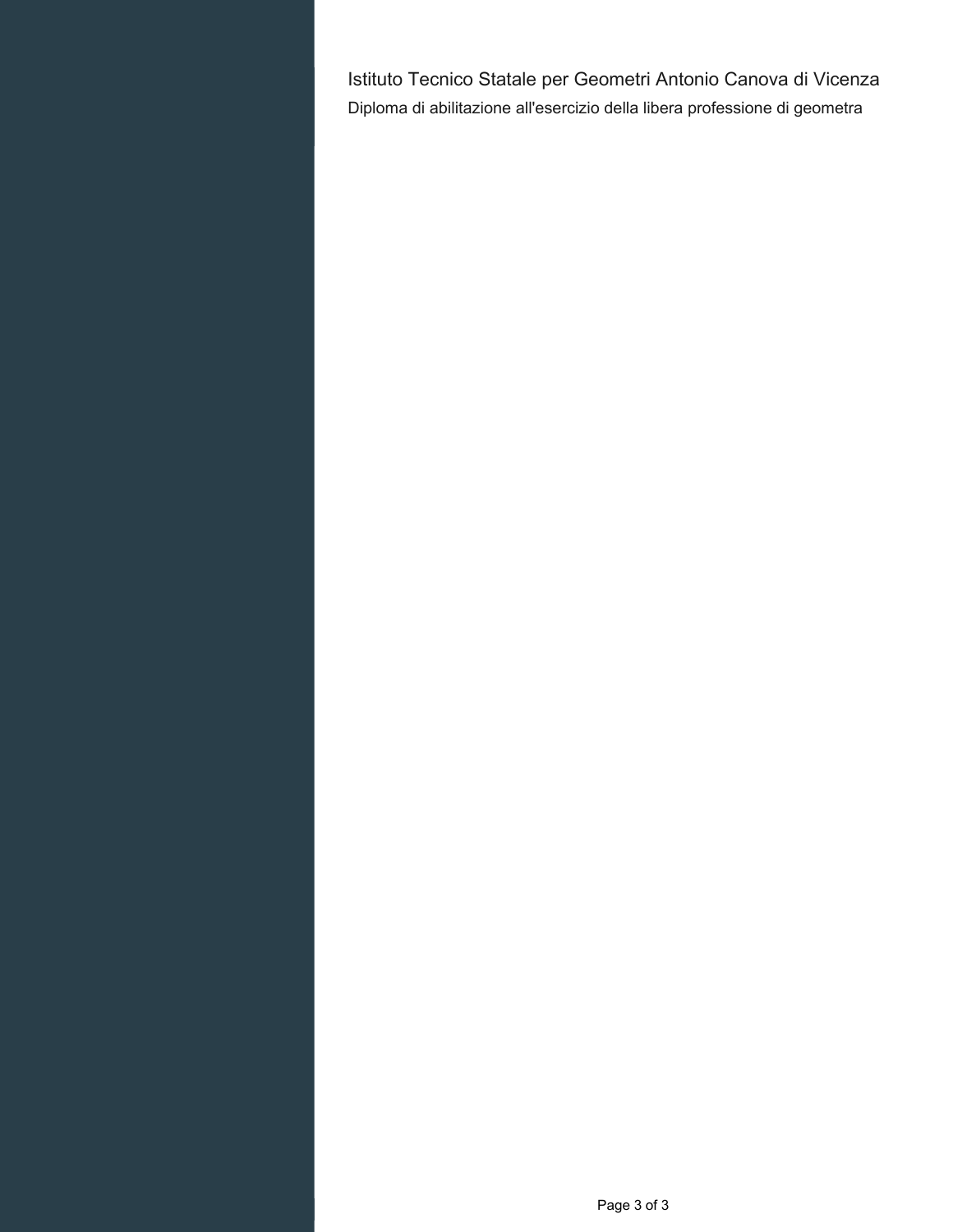Istituto Tecnico Statale per Geometri Antonio Canova di Vicenza

Diploma di abilitazione all'esercizio della libera professione di geometra